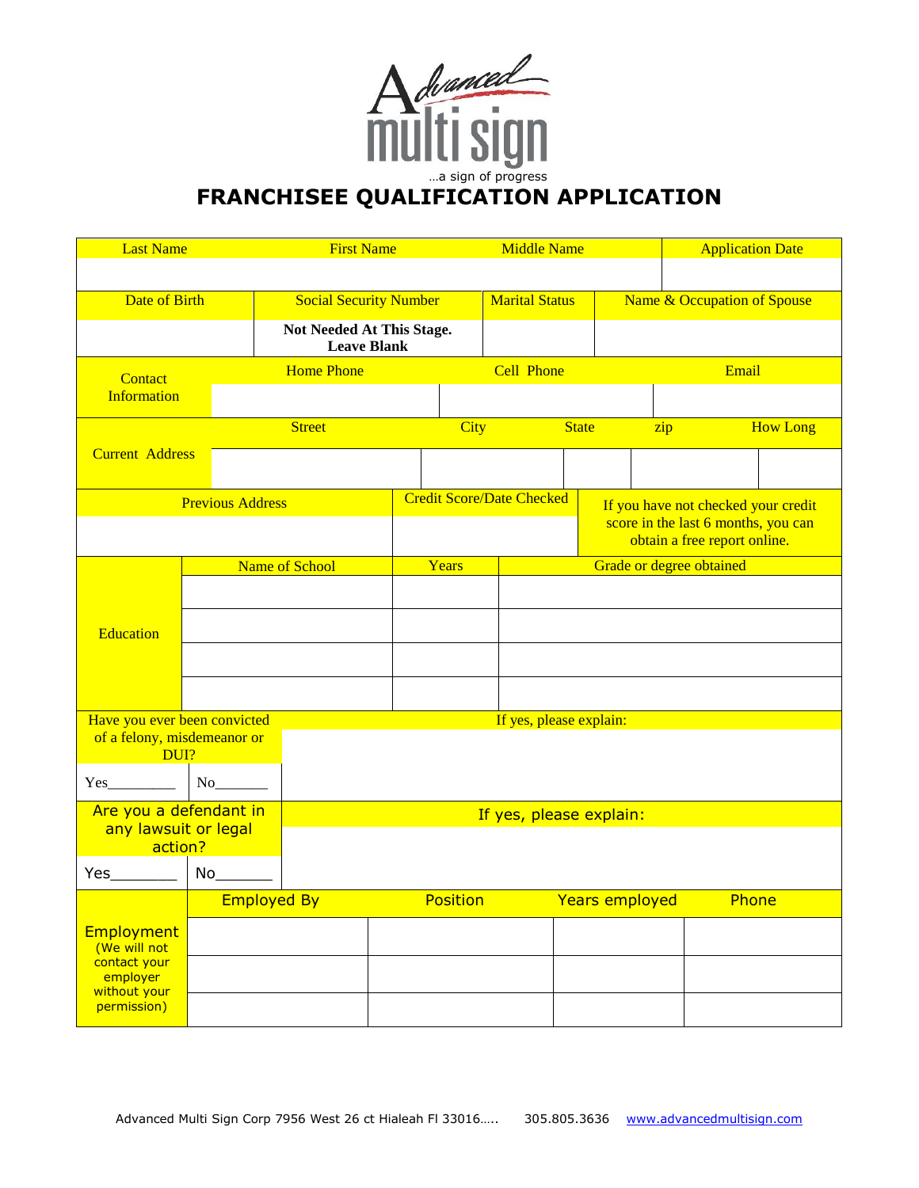Advanced multi sign

…a sign of progress

# FRANCHISEE QUALIFICATION APPLICATION

| Last Name | First Name | Middle Name | Application Date |
|---|---|---|---|
| | | | |

| Date of Birth | Social Security Number | Marital Status | Name & Occupation of Spouse |
|---|---|---|---|
| | **Not Needed At This Stage. Leave Blank** | | |

| Contact Information | Home Phone | Cell Phone | Email |
|---|---|---|---|
| | | | |

| Current Address | Street | City | State | zip | How Long |
|---|---|---|---|---|---|
| | | | | | |

| Previous Address | Credit Score/Date Checked | If you have not checked your credit score in the last 6 months, you can obtain a free report online. |
|---|---|---|
| | | |

| Education | Name of School | Years | Grade or degree obtained |
|---|---|---|---|
| | | | |
| | | | |
| | | | |
| | | | |

| Have you ever been convicted of a felony, misdemeanor or DUI? | | If yes, please explain: |
|---|---|---|
| Yes_________ | No_______ | |

| Are you a defendant in any lawsuit or legal action? | | If yes, please explain: |
|---|---|---|
| Yes________ | No_______ | |

| Employment (We will not contact your employer without your permission) | Employed By | Position | Years employed | Phone |
|---|---|---|---|---|
| | | | | |
| | | | | |
| | | | | |

Advanced Multi Sign Corp 7956 West 26 ct Hialeah Fl 33016….. 305.805.3636 www.advancedmultisign.com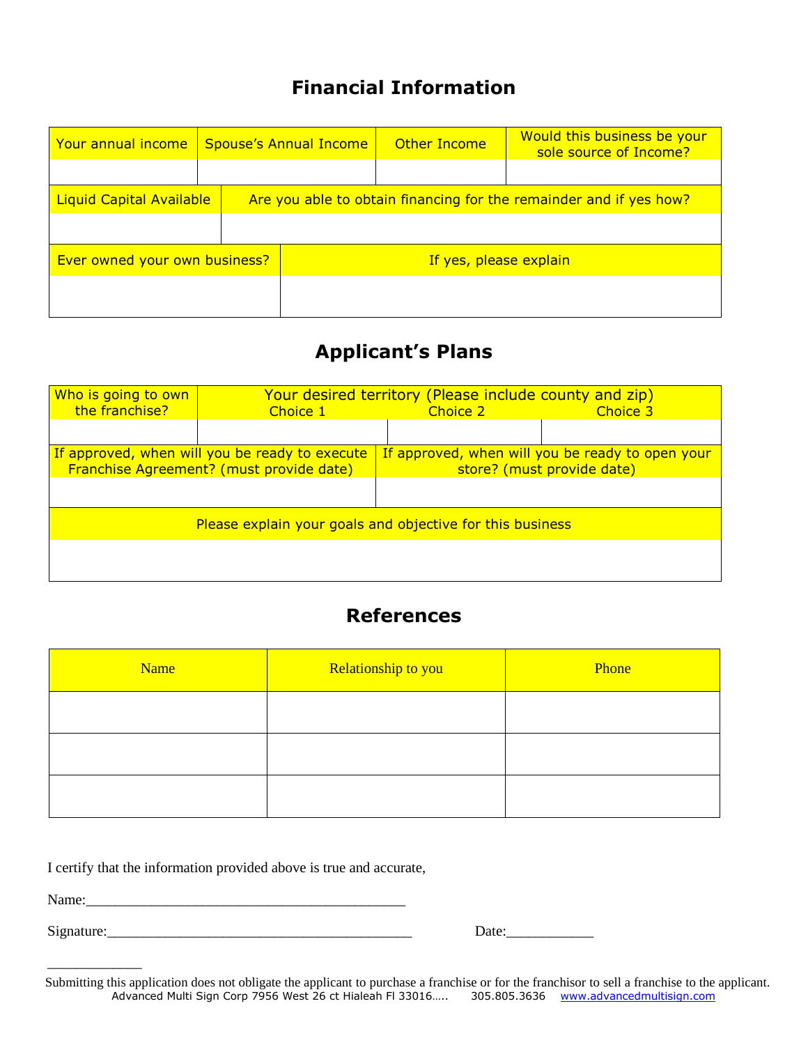## Financial Information

| Your annual income | Spouse's Annual Income | Other Income | Would this business be your sole source of Income? |
|---|---|---|---|
| | | | |

| Liquid Capital Available | Are you able to obtain financing for the remainder and if yes how? |
|---|---|
| | |

| Ever owned your own business? | If yes, please explain |
|---|---|
| | |

## Applicant's Plans

| Who is going to own the franchise? | Your desired territory (Please include county and zip) Choice 1 | Choice 2 | Choice 3 |
|---|---|---|---|
| | | | |

| If approved, when will you be ready to execute Franchise Agreement? (must provide date) | If approved, when will you be ready to open your store? (must provide date) |
|---|---|
| | |

| Please explain your goals and objective for this business |
|---|
| |

## References

| Name | Relationship to you | Phone |
|---|---|---|
| | | |
| | | |
| | | |

I certify that the information provided above is true and accurate,

Name:_____________________________________________

Signature:__________________________________________ Date:___________

Submitting this application does not obligate the applicant to purchase a franchise or for the franchisor to sell a franchise to the applicant.

Advanced Multi Sign Corp 7956 West 26 ct Hialeah Fl 33016….. 305.805.3636 www.advancedmultisign.com